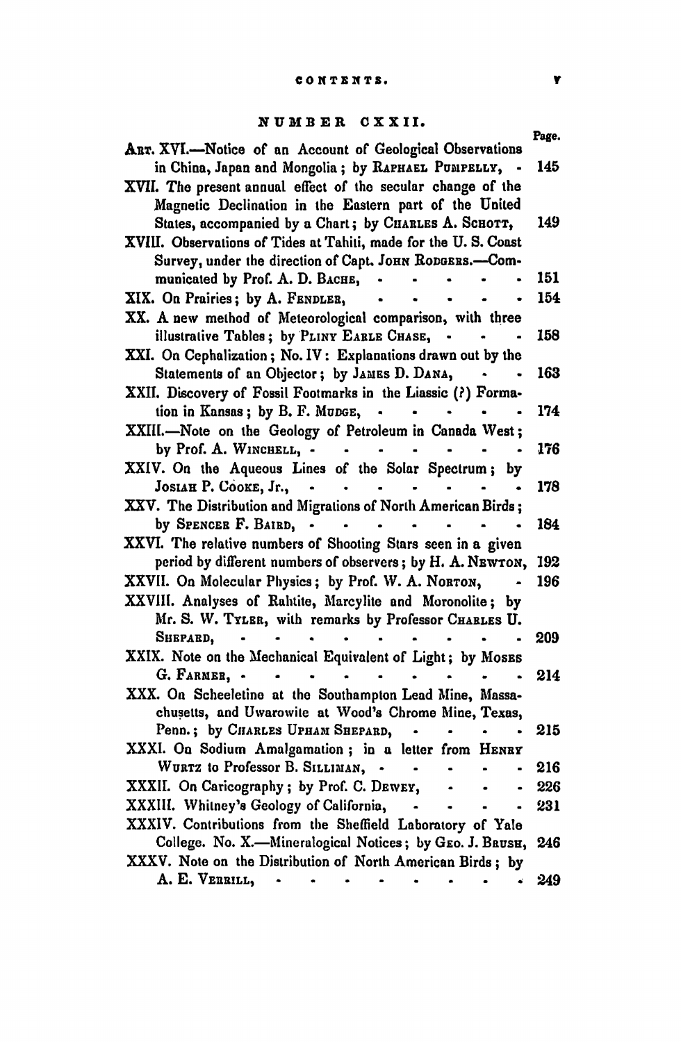## NUMBER CXXII.

| | Page. |
|---|---|
| ART. XVI.—Notice of an Account of Geological Observations in China, Japan and Mongolia; by RAPHAEL PUMPELLY, | 145 |
| XVII. The present annual effect of the secular change of the Magnetic Declination in the Eastern part of the United States, accompanied by a Chart; by CHARLES A. SCHOTT, | 149 |
| XVIII. Observations of Tides at Tahiti, made for the U. S. Coast Survey, under the direction of Capt. JOHN RODGERS.—Communicated by Prof. A. D. BACHE, | 151 |
| XIX. On Prairies; by A. FENDLER, | 154 |
| XX. A new method of Meteorological comparison, with three illustrative Tables; by PLINY EARLE CHASE, | 158 |
| XXI. On Cephalization; No. IV: Explanations drawn out by the Statements of an Objector; by JAMES D. DANA, | 163 |
| XXII. Discovery of Fossil Footmarks in the Liassic (?) Formation in Kansas; by B. F. MUDGE, | 174 |
| XXIII.—Note on the Geology of Petroleum in Canada West; by Prof. A. WINCHELL, | 176 |
| XXIV. On the Aqueous Lines of the Solar Spectrum; by JOSIAH P. COOKE, Jr., | 178 |
| XXV. The Distribution and Migrations of North American Birds; by SPENCER F. BAIRD, | 184 |
| XXVI. The relative numbers of Shooting Stars seen in a given period by different numbers of observers; by H. A. NEWTON, | 192 |
| XXVII. On Molecular Physics; by Prof. W. A. NORTON, | 196 |
| XXVIII. Analyses of Rahtite, Marcylite and Moronolite; by Mr. S. W. TYLER, with remarks by Professor CHARLES U. SHEPARD, | 209 |
| XXIX. Note on the Mechanical Equivalent of Light; by MOSES G. FARMER, | 214 |
| XXX. On Scheeletine at the Southampton Lead Mine, Massachusetts, and Uwarowite at Wood's Chrome Mine, Texas, Penn.; by CHARLES UPHAM SHEPARD, | 215 |
| XXXI. On Sodium Amalgamation; in a letter from HENRY WURTZ to Professor B. SILLIMAN, | 216 |
| XXXII. On Caricography; by Prof. C. DEWEY, | 226 |
| XXXIII. Whitney's Geology of California, | 231 |
| XXXIV. Contributions from the Sheffield Laboratory of Yale College. No. X.—Mineralogical Notices; by GEO. J. BRUSH, | 246 |
| XXXV. Note on the Distribution of North American Birds; by A. E. VERRILL, | 249 |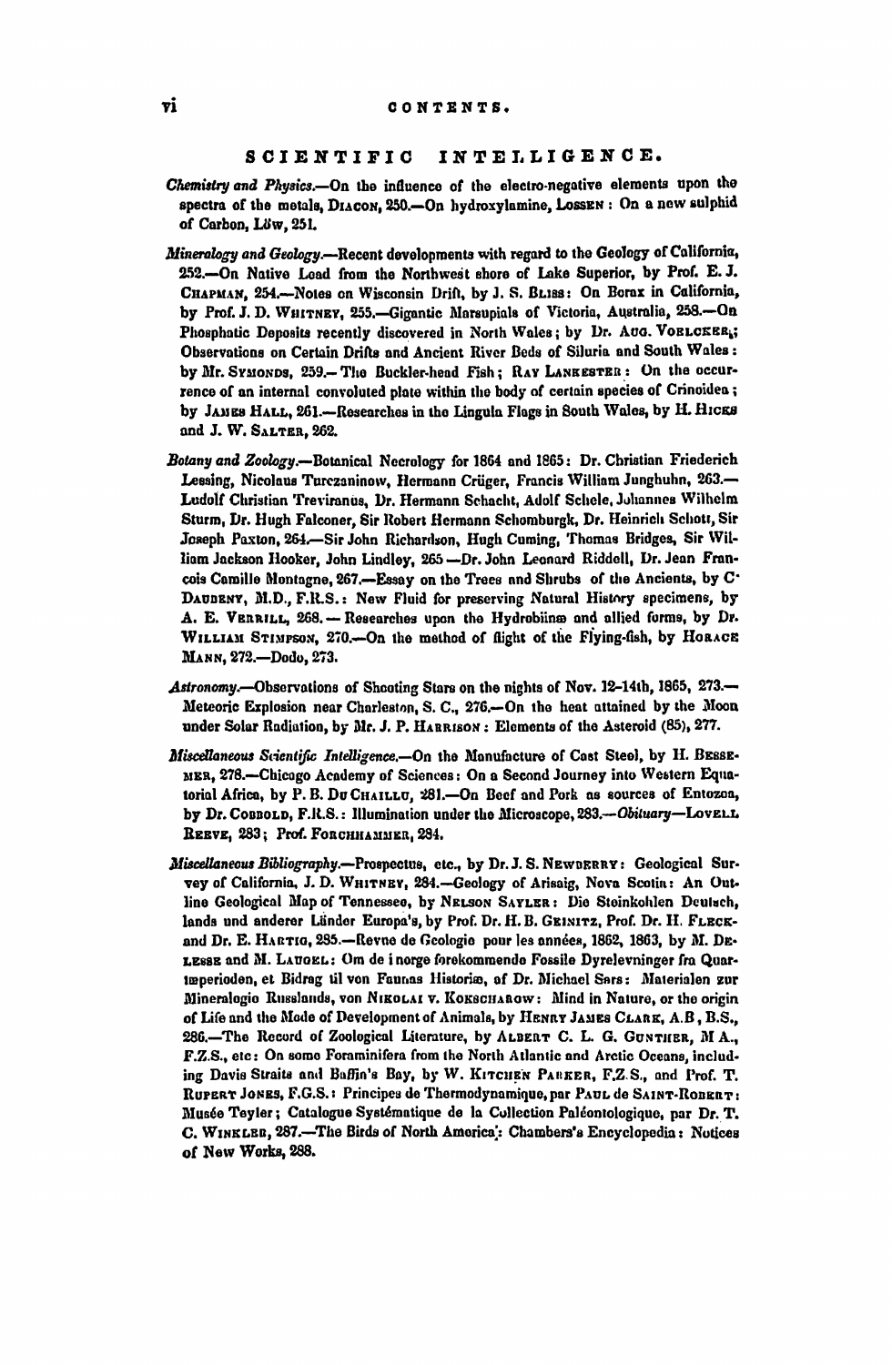## SCIENTIFIC INTELLIGENCE.

*Chemistry and Physics.*—On the influence of the electro-negative elements upon the spectra of the metals, DIACON, 250.—On hydroxylamine, LOSSEN: On a new sulphid of Carbon, LÖW, 251.

*Mineralogy and Geology.*—Recent developments with regard to the Geology of California, 252.—On Native Lead from the Northwest shore of Lake Superior, by Prof. E. J. CHAPMAN, 254.—Notes on Wisconsin Drift, by J. S. BLISS: On Borax in California, by Prof. J. D. WHITNEY, 255.—Gigantic Marsupials of Victoria, Australia, 258.—On Phosphatic Deposits recently discovered in North Wales; by Dr. AUG. VOELCKER; Observations on Certain Drifts and Ancient River Beds of Siluria and South Wales: by Mr. SYMONDS, 259.—The Buckler-head Fish; RAY LANKESTER: On the occurrence of an internal convoluted plate within the body of certain species of Crinoidea; by JAMES HALL, 261.—Researches in the Lingula Flags in South Wales, by H. HICKS and J. W. SALTER, 262.

*Botany and Zoology.*—Botanical Necrology for 1864 and 1865: Dr. Christian Friederich Lessing, Nicolaus Turczaninow, Hermann Crüger, Francis William Junghuhn, 263.—Ludolf Christian Treviranus, Dr. Hermann Schacht, Adolf Schele, Johannes Wilhelm Sturm, Dr. Hugh Falconer, Sir Robert Hermann Schomburgk, Dr. Heinrich Schott, Sir Joseph Paxton, 264.—Sir John Richardson, Hugh Cuming, Thomas Bridges, Sir William Jackson Hooker, John Lindley, 265—Dr. John Leonard Riddell, Dr. Jean François Camille Montagne, 267.—Essay on the Trees and Shrubs of the Ancients, by C. DAUBENY, M.D., F.R.S.: New Fluid for preserving Natural History specimens, by A. E. VERRILL, 268.— Researches upon the Hydrobiinæ and allied forms, by Dr. WILLIAM STIMPSON, 270.—On the method of flight of the Flying-fish, by HORACE MANN, 272.—Dodo, 273.

*Astronomy.*—Observations of Shooting Stars on the nights of Nov. 12–14th, 1865, 273.—Meteoric Explosion near Charleston, S. C., 276.—On the heat attained by the Moon under Solar Radiation, by Mr. J. P. HARRISON: Elements of the Asteroid (85), 277.

*Miscellaneous Scientific Intelligence.*—On the Manufacture of Cast Steel, by H. BESSEMER, 278.—Chicago Academy of Sciences: On a Second Journey into Western Equatorial Africa, by P. B. DU CHAILLU, 281.—On Beef and Pork as sources of Entozoa, by Dr. COBBOLD, F.R.S.: Illumination under the Microscope, 283.—*Obituary*—LOVELL REEVE, 283; Prof. FORCHHAMMER, 284.

*Miscellaneous Bibliography.*—Prospectus, etc., by Dr. J. S. NEWBERRY: Geological Survey of California, J. D. WHITNEY, 284.—Geology of Arisaig, Nova Scotia: An Outline Geological Map of Tennessee, by NELSON SAYLER: Die Steinkohlen Deutsch, lands und anderer Länder Europa's, by Prof. Dr. H. B. GEINITZ, Prof. Dr. H. FLECK and Dr. E. HARTIG, 285.—Revue de Geologie pour les années, 1862, 1863, by M. DELESSE and M. LAUGEL: Om de i norge forekommende Fossile Dyrelevninger fra Quartærperioden, et Bidrag til von Faunas Historiæ, of Dr. Michael Sars: Materialen zur Mineralogie Russlands, von NIKOLAI V. KOKSCHAROW: Mind in Nature, or the origin of Life and the Mode of Development of Animals, by HENRY JAMES CLARK, A.B., B.S., 286.—The Record of Zoological Literature, by ALBERT C. L. G. GUNTHER, M A., F.Z.S., etc: On some Foraminifera from the North Atlantic and Arctic Oceans, including Davis Straits and Baffin's Bay, by W. KITCHEN PARKER, F.Z.S., and Prof. T. RUPERT JONES, F.G.S.: Principes de Thermodynamique, par PAUL de SAINT-ROBERT: Musée Teyler; Catalogue Systématique de la Collection Paléontologique, par Dr. T. C. WINKLER, 287.—The Birds of North America: Chambers's Encyclopedia: Notices of New Works, 288.